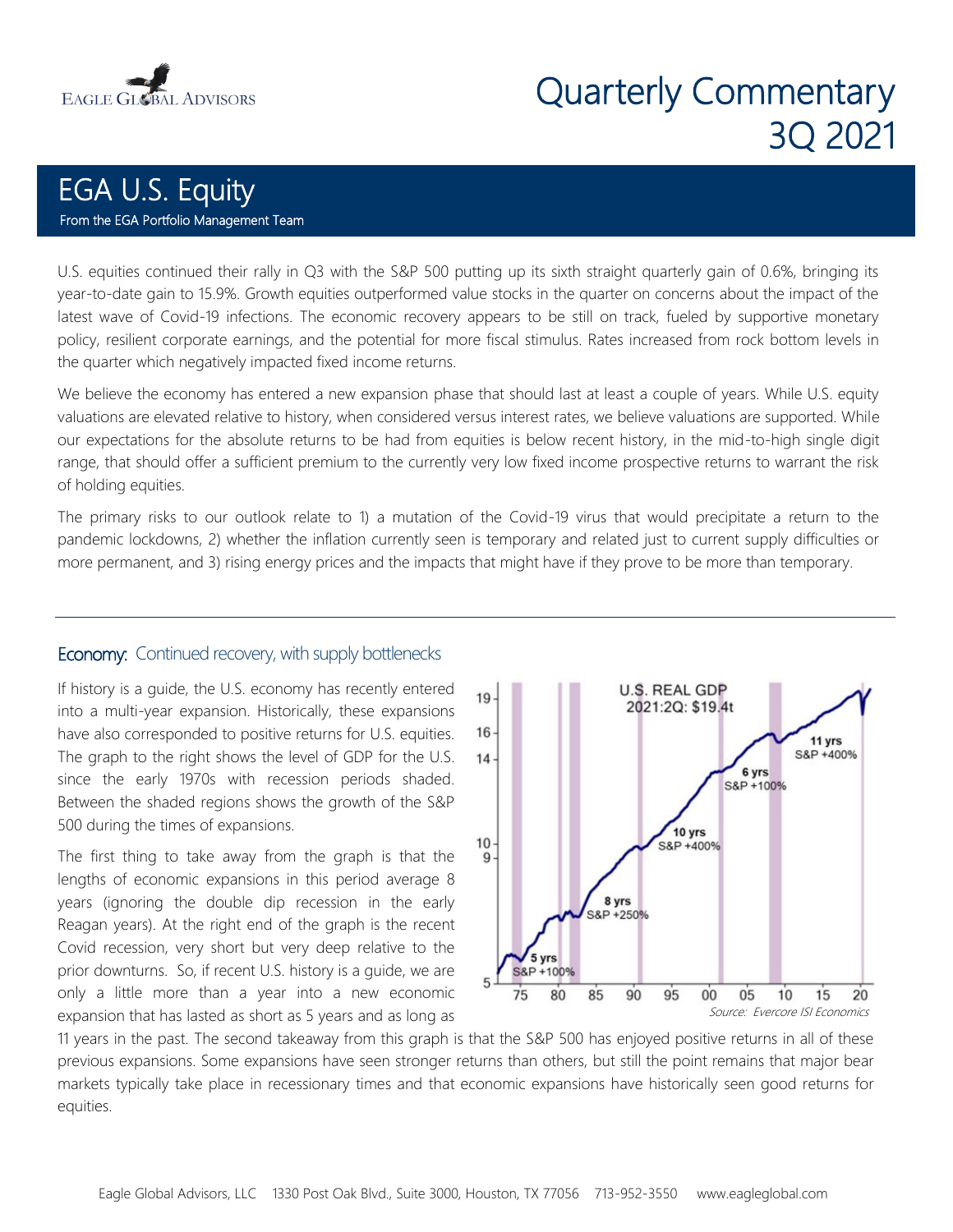# Quarterly Commentary 3Q 2021

## EGA U.S. Equity

From the EGA Portfolio Management Team

U.S. equities continued their rally in Q3 with the S&P 500 putting up its sixth straight quarterly gain of 0.6%, bringing its year-to-date gain to 15.9%. Growth equities outperformed value stocks in the quarter on concerns about the impact of the latest wave of Covid-19 infections. The economic recovery appears to be still on track, fueled by supportive monetary policy, resilient corporate earnings, and the potential for more fiscal stimulus. Rates increased from rock bottom levels in the quarter which negatively impacted fixed income returns.

We believe the economy has entered a new expansion phase that should last at least a couple of years. While U.S. equity valuations are elevated relative to history, when considered versus interest rates, we believe valuations are supported. While our expectations for the absolute returns to be had from equities is below recent history, in the mid-to-high single digit range, that should offer a sufficient premium to the currently very low fixed income prospective returns to warrant the risk of holding equities.

The primary risks to our outlook relate to 1) a mutation of the Covid-19 virus that would precipitate a return to the pandemic lockdowns, 2) whether the inflation currently seen is temporary and related just to current supply difficulties or more permanent, and 3) rising energy prices and the impacts that might have if they prove to be more than temporary.

---

### Economy: Continued recovery, with supply bottlenecks

If history is a guide, the U.S. economy has recently entered into a multi-year expansion. Historically, these expansions have also corresponded to positive returns for U.S. equities. The graph to the right shows the level of GDP for the U.S. since the early 1970s with recession periods shaded. Between the shaded regions shows the growth of the S&P 500 during the times of expansions.

The first thing to take away from the graph is that the lengths of economic expansions in this period average 8 years (ignoring the double dip recession in the early Reagan years). At the right end of the graph is the recent Covid recession, very short but very deep relative to the prior downturns. So, if recent U.S. history is a guide, we are only a little more than a year into a new economic expansion that has lasted as short as 5 years and as long as 11 years in the past. The second takeaway from this graph is that the S&P 500 has enjoyed positive returns in all of these previous expansions. Some expansions have seen stronger returns than others, but still the point remains that major bear markets typically take place in recessionary times and that economic expansions have historically seen good returns for equities.

U.S. REAL GDP 2021:2Q: $19.4t

*Source: Evercore ISI Economics*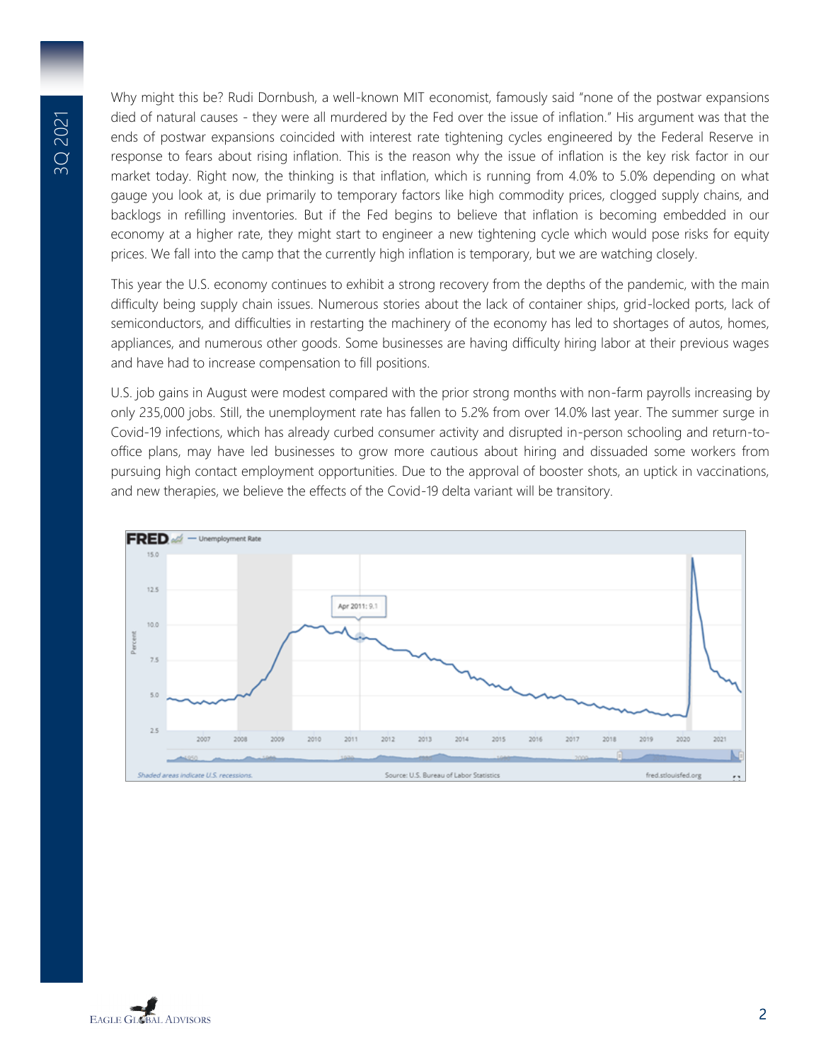Why might this be? Rudi Dornbush, a well-known MIT economist, famously said "none of the postwar expansions died of natural causes - they were all murdered by the Fed over the issue of inflation." His argument was that the ends of postwar expansions coincided with interest rate tightening cycles engineered by the Federal Reserve in response to fears about rising inflation. This is the reason why the issue of inflation is the key risk factor in our market today. Right now, the thinking is that inflation, which is running from 4.0% to 5.0% depending on what gauge you look at, is due primarily to temporary factors like high commodity prices, clogged supply chains, and backlogs in refilling inventories. But if the Fed begins to believe that inflation is becoming embedded in our economy at a higher rate, they might start to engineer a new tightening cycle which would pose risks for equity prices. We fall into the camp that the currently high inflation is temporary, but we are watching closely.

This year the U.S. economy continues to exhibit a strong recovery from the depths of the pandemic, with the main difficulty being supply chain issues. Numerous stories about the lack of container ships, grid-locked ports, lack of semiconductors, and difficulties in restarting the machinery of the economy has led to shortages of autos, homes, appliances, and numerous other goods. Some businesses are having difficulty hiring labor at their previous wages and have had to increase compensation to fill positions.

U.S. job gains in August were modest compared with the prior strong months with non-farm payrolls increasing by only 235,000 jobs. Still, the unemployment rate has fallen to 5.2% from over 14.0% last year. The summer surge in Covid-19 infections, which has already curbed consumer activity and disrupted in-person schooling and return-to-office plans, may have led businesses to grow more cautious about hiring and dissuaded some workers from pursuing high contact employment opportunities. Due to the approval of booster shots, an uptick in vaccinations, and new therapies, we believe the effects of the Covid-19 delta variant will be transitory.

FRED — Unemployment Rate

Shaded areas indicate U.S. recessions. Source: U.S. Bureau of Labor Statistics fred.stlouisfed.org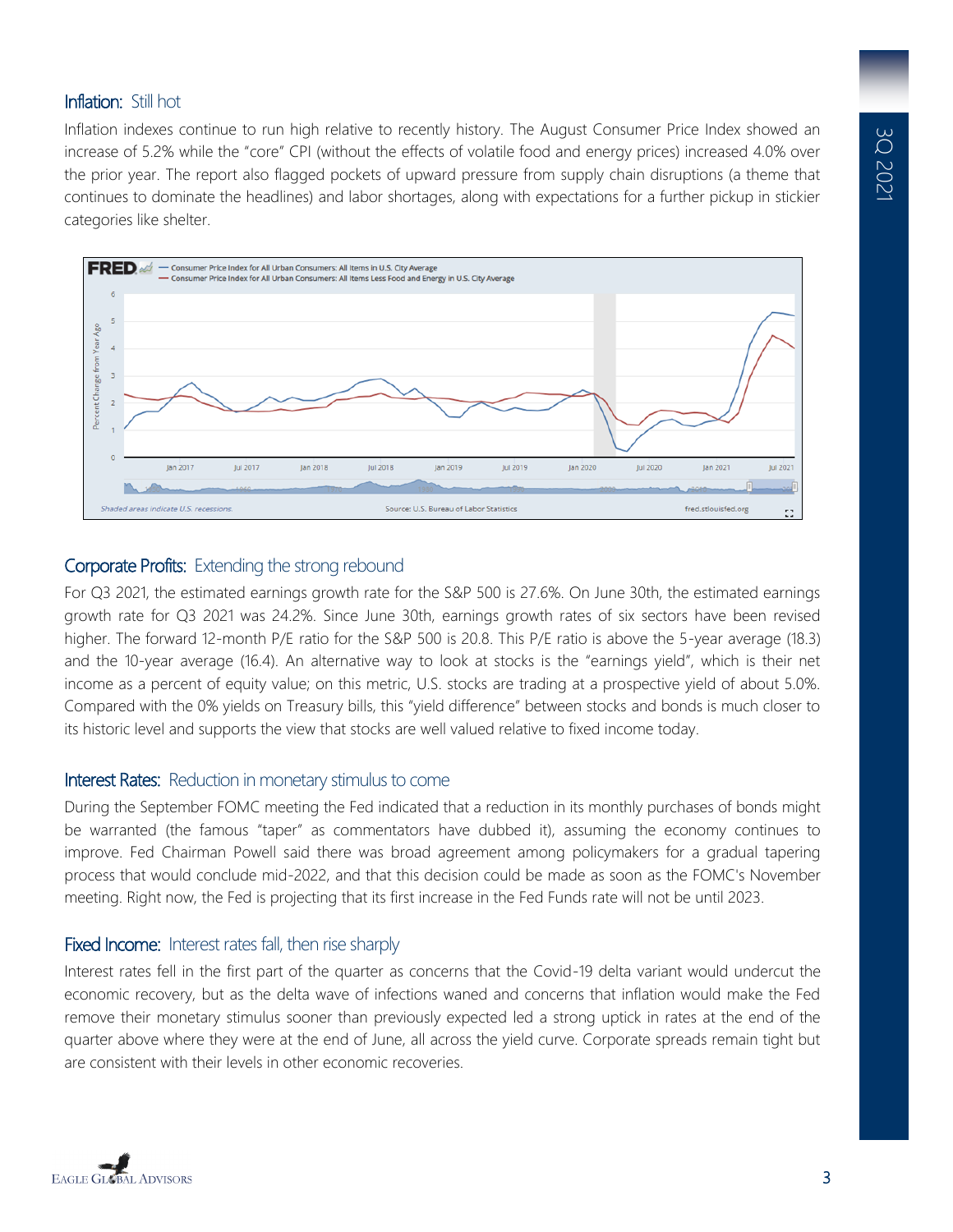## Inflation: Still hot

Inflation indexes continue to run high relative to recently history. The August Consumer Price Index showed an increase of 5.2% while the "core" CPI (without the effects of volatile food and energy prices) increased 4.0% over the prior year. The report also flagged pockets of upward pressure from supply chain disruptions (a theme that continues to dominate the headlines) and labor shortages, along with expectations for a further pickup in stickier categories like shelter.

## Corporate Profits: Extending the strong rebound

For Q3 2021, the estimated earnings growth rate for the S&P 500 is 27.6%. On June 30th, the estimated earnings growth rate for Q3 2021 was 24.2%. Since June 30th, earnings growth rates of six sectors have been revised higher. The forward 12-month P/E ratio for the S&P 500 is 20.8. This P/E ratio is above the 5-year average (18.3) and the 10-year average (16.4). An alternative way to look at stocks is the "earnings yield", which is their net income as a percent of equity value; on this metric, U.S. stocks are trading at a prospective yield of about 5.0%. Compared with the 0% yields on Treasury bills, this "yield difference" between stocks and bonds is much closer to its historic level and supports the view that stocks are well valued relative to fixed income today.

## Interest Rates: Reduction in monetary stimulus to come

During the September FOMC meeting the Fed indicated that a reduction in its monthly purchases of bonds might be warranted (the famous "taper" as commentators have dubbed it), assuming the economy continues to improve. Fed Chairman Powell said there was broad agreement among policymakers for a gradual tapering process that would conclude mid-2022, and that this decision could be made as soon as the FOMC's November meeting. Right now, the Fed is projecting that its first increase in the Fed Funds rate will not be until 2023.

## Fixed Income: Interest rates fall, then rise sharply

Interest rates fell in the first part of the quarter as concerns that the Covid-19 delta variant would undercut the economic recovery, but as the delta wave of infections waned and concerns that inflation would make the Fed remove their monetary stimulus sooner than previously expected led a strong uptick in rates at the end of the quarter above where they were at the end of June, all across the yield curve. Corporate spreads remain tight but are consistent with their levels in other economic recoveries.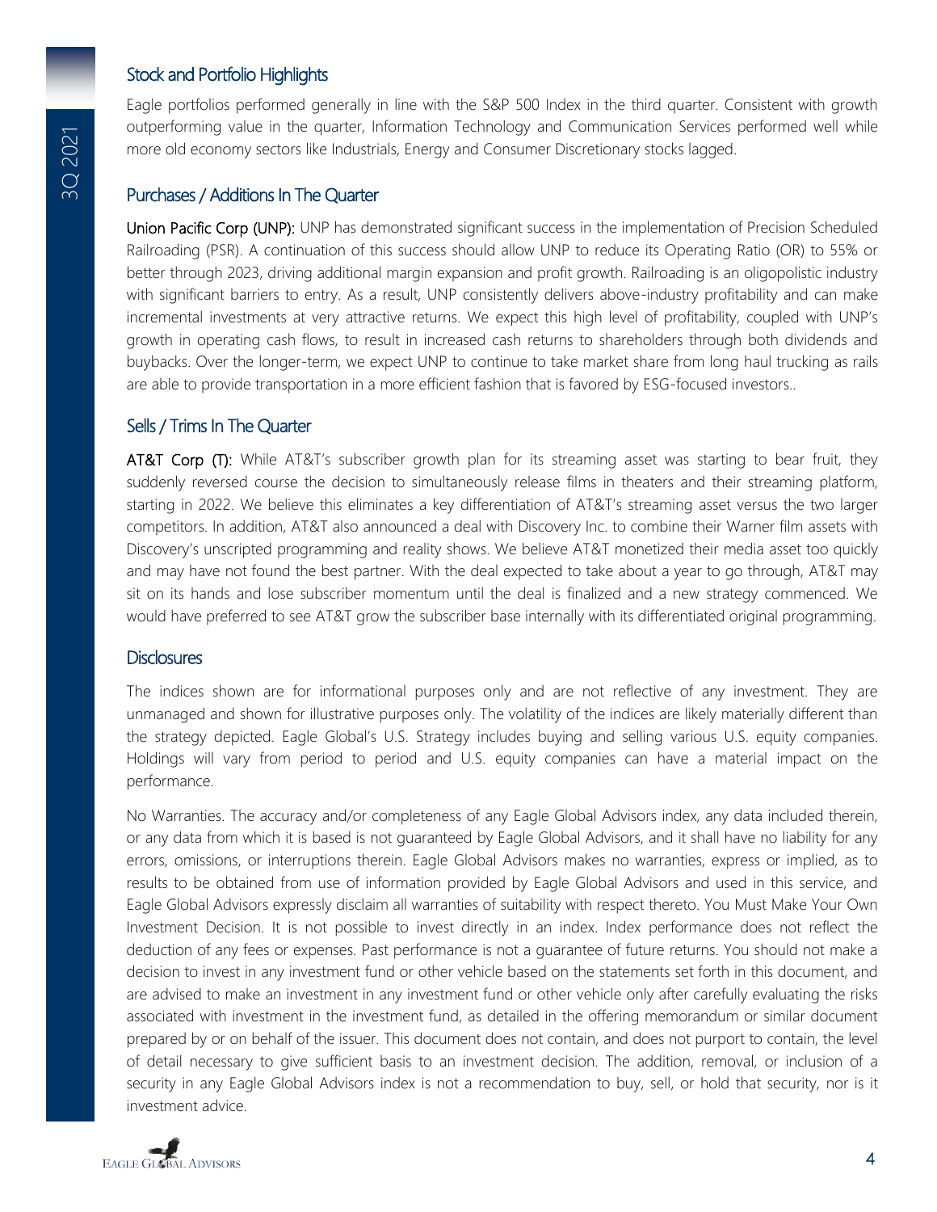## Stock and Portfolio Highlights

Eagle portfolios performed generally in line with the S&P 500 Index in the third quarter. Consistent with growth outperforming value in the quarter, Information Technology and Communication Services performed well while more old economy sectors like Industrials, Energy and Consumer Discretionary stocks lagged.

## Purchases / Additions In The Quarter

**Union Pacific Corp (UNP):** UNP has demonstrated significant success in the implementation of Precision Scheduled Railroading (PSR). A continuation of this success should allow UNP to reduce its Operating Ratio (OR) to 55% or better through 2023, driving additional margin expansion and profit growth. Railroading is an oligopolistic industry with significant barriers to entry. As a result, UNP consistently delivers above-industry profitability and can make incremental investments at very attractive returns. We expect this high level of profitability, coupled with UNP's growth in operating cash flows, to result in increased cash returns to shareholders through both dividends and buybacks. Over the longer-term, we expect UNP to continue to take market share from long haul trucking as rails are able to provide transportation in a more efficient fashion that is favored by ESG-focused investors..

## Sells / Trims In The Quarter

**AT&T Corp (T):** While AT&T's subscriber growth plan for its streaming asset was starting to bear fruit, they suddenly reversed course the decision to simultaneously release films in theaters and their streaming platform, starting in 2022. We believe this eliminates a key differentiation of AT&T's streaming asset versus the two larger competitors. In addition, AT&T also announced a deal with Discovery Inc. to combine their Warner film assets with Discovery's unscripted programming and reality shows. We believe AT&T monetized their media asset too quickly and may have not found the best partner. With the deal expected to take about a year to go through, AT&T may sit on its hands and lose subscriber momentum until the deal is finalized and a new strategy commenced. We would have preferred to see AT&T grow the subscriber base internally with its differentiated original programming.

## Disclosures

The indices shown are for informational purposes only and are not reflective of any investment. They are unmanaged and shown for illustrative purposes only. The volatility of the indices are likely materially different than the strategy depicted. Eagle Global's U.S. Strategy includes buying and selling various U.S. equity companies. Holdings will vary from period to period and U.S. equity companies can have a material impact on the performance.

No Warranties. The accuracy and/or completeness of any Eagle Global Advisors index, any data included therein, or any data from which it is based is not guaranteed by Eagle Global Advisors, and it shall have no liability for any errors, omissions, or interruptions therein. Eagle Global Advisors makes no warranties, express or implied, as to results to be obtained from use of information provided by Eagle Global Advisors and used in this service, and Eagle Global Advisors expressly disclaim all warranties of suitability with respect thereto. You Must Make Your Own Investment Decision. It is not possible to invest directly in an index. Index performance does not reflect the deduction of any fees or expenses. Past performance is not a guarantee of future returns. You should not make a decision to invest in any investment fund or other vehicle based on the statements set forth in this document, and are advised to make an investment in any investment fund or other vehicle only after carefully evaluating the risks associated with investment in the investment fund, as detailed in the offering memorandum or similar document prepared by or on behalf of the issuer. This document does not contain, and does not purport to contain, the level of detail necessary to give sufficient basis to an investment decision. The addition, removal, or inclusion of a security in any Eagle Global Advisors index is not a recommendation to buy, sell, or hold that security, nor is it investment advice.